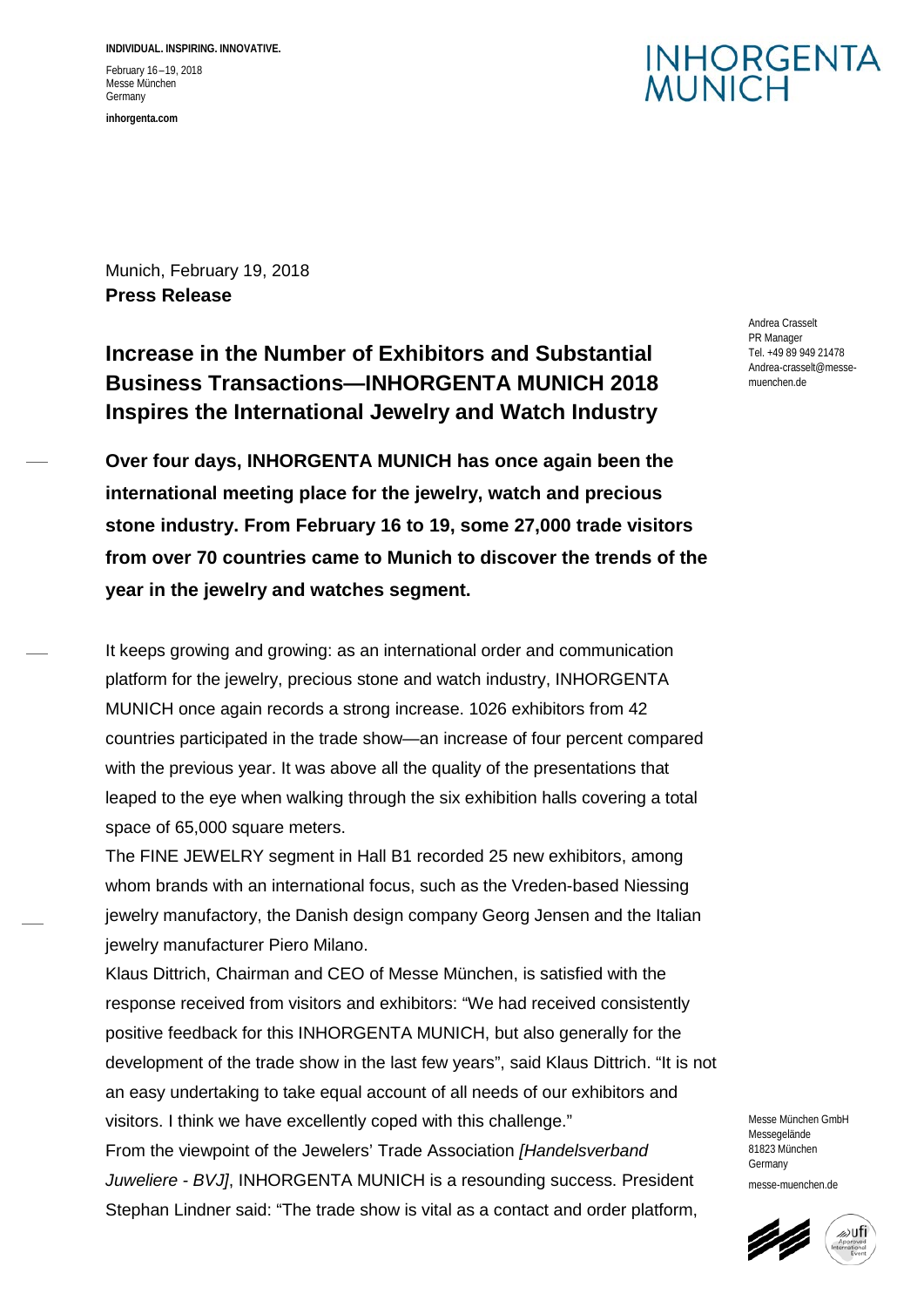INDIVIDUAL. INSPIRING. INNOVATIVE.

February 16–19, 2018
Messe München
Germany

inhorgenta.com

INHORGENTA MUNICH

Munich, February 19, 2018

**Press Release**

Andrea Crasselt
PR Manager
Tel. +49 89 949 21478
Andrea-crasselt@messe-muenchen.de

## Increase in the Number of Exhibitors and Substantial Business Transactions—INHORGENTA MUNICH 2018 Inspires the International Jewelry and Watch Industry

**Over four days, INHORGENTA MUNICH has once again been the international meeting place for the jewelry, watch and precious stone industry. From February 16 to 19, some 27,000 trade visitors from over 70 countries came to Munich to discover the trends of the year in the jewelry and watches segment.**

It keeps growing and growing: as an international order and communication platform for the jewelry, precious stone and watch industry, INHORGENTA MUNICH once again records a strong increase. 1026 exhibitors from 42 countries participated in the trade show—an increase of four percent compared with the previous year. It was above all the quality of the presentations that leaped to the eye when walking through the six exhibition halls covering a total space of 65,000 square meters.

The FINE JEWELRY segment in Hall B1 recorded 25 new exhibitors, among whom brands with an international focus, such as the Vreden-based Niessing jewelry manufactory, the Danish design company Georg Jensen and the Italian jewelry manufacturer Piero Milano.

Klaus Dittrich, Chairman and CEO of Messe München, is satisfied with the response received from visitors and exhibitors: “We had received consistently positive feedback for this INHORGENTA MUNICH, but also generally for the development of the trade show in the last few years”, said Klaus Dittrich. “It is not an easy undertaking to take equal account of all needs of our exhibitors and visitors. I think we have excellently coped with this challenge.”

From the viewpoint of the Jewelers’ Trade Association *[Handelsverband Juweliere - BVJ]*, INHORGENTA MUNICH is a resounding success. President Stephan Lindner said: “The trade show is vital as a contact and order platform,

Messe München GmbH
Messegelände
81823 München
Germany

messe-muenchen.de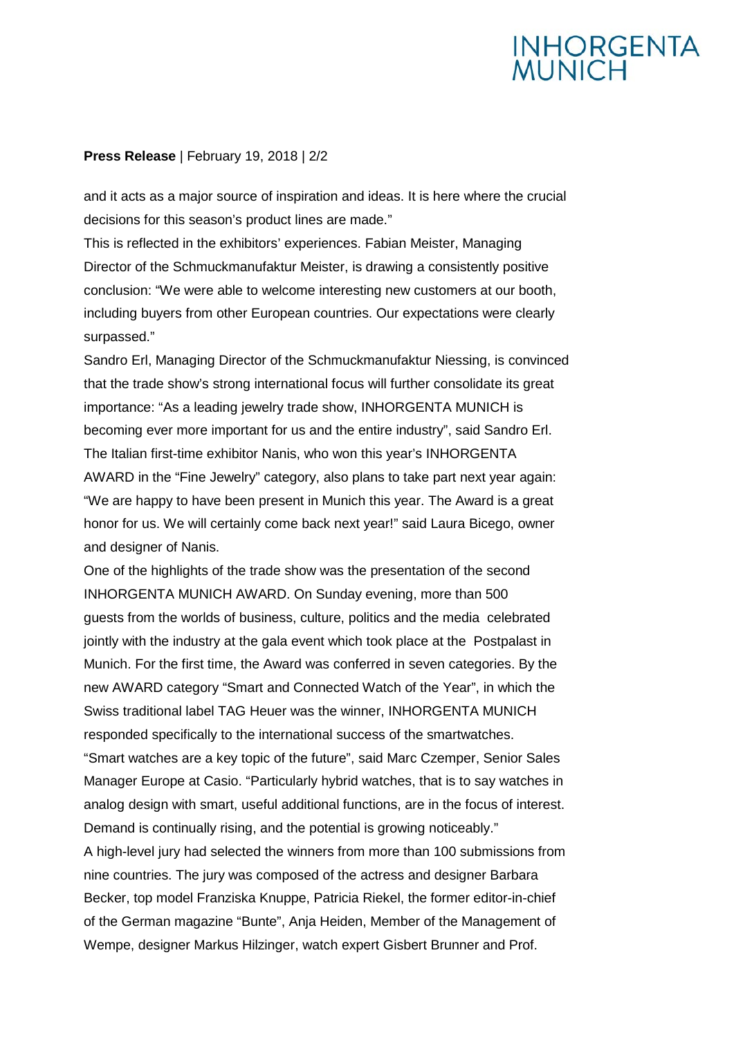**Press Release** | February 19, 2018 | 2/2

and it acts as a major source of inspiration and ideas. It is here where the crucial decisions for this season's product lines are made."

This is reflected in the exhibitors' experiences. Fabian Meister, Managing Director of the Schmuckmanufaktur Meister, is drawing a consistently positive conclusion: "We were able to welcome interesting new customers at our booth, including buyers from other European countries. Our expectations were clearly surpassed."

Sandro Erl, Managing Director of the Schmuckmanufaktur Niessing, is convinced that the trade show's strong international focus will further consolidate its great importance: "As a leading jewelry trade show, INHORGENTA MUNICH is becoming ever more important for us and the entire industry", said Sandro Erl.

The Italian first-time exhibitor Nanis, who won this year's INHORGENTA AWARD in the "Fine Jewelry" category, also plans to take part next year again: "We are happy to have been present in Munich this year. The Award is a great honor for us. We will certainly come back next year!" said Laura Bicego, owner and designer of Nanis.

One of the highlights of the trade show was the presentation of the second INHORGENTA MUNICH AWARD. On Sunday evening, more than 500 guests from the worlds of business, culture, politics and the media celebrated jointly with the industry at the gala event which took place at the Postpalast in Munich. For the first time, the Award was conferred in seven categories. By the new AWARD category "Smart and Connected Watch of the Year", in which the Swiss traditional label TAG Heuer was the winner, INHORGENTA MUNICH responded specifically to the international success of the smartwatches.

"Smart watches are a key topic of the future", said Marc Czemper, Senior Sales Manager Europe at Casio. "Particularly hybrid watches, that is to say watches in analog design with smart, useful additional functions, are in the focus of interest. Demand is continually rising, and the potential is growing noticeably."

A high-level jury had selected the winners from more than 100 submissions from nine countries. The jury was composed of the actress and designer Barbara Becker, top model Franziska Knuppe, Patricia Riekel, the former editor-in-chief of the German magazine "Bunte", Anja Heiden, Member of the Management of Wempe, designer Markus Hilzinger, watch expert Gisbert Brunner and Prof.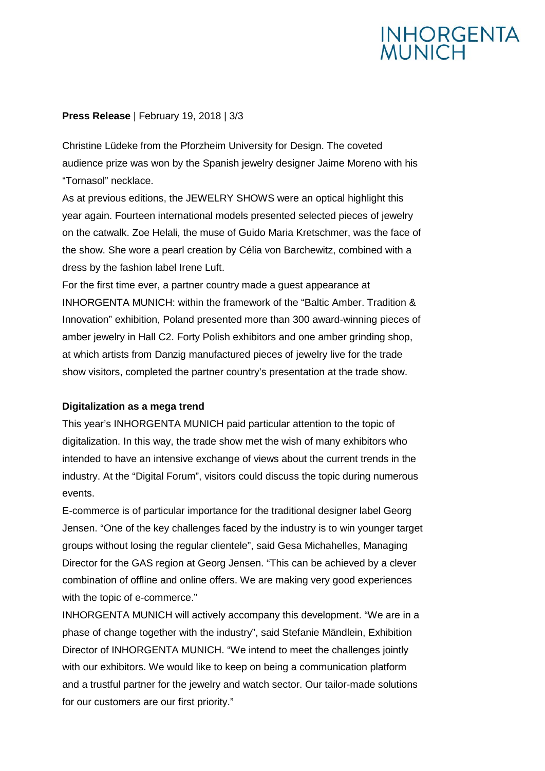Christine Lüdeke from the Pforzheim University for Design. The coveted audience prize was won by the Spanish jewelry designer Jaime Moreno with his "Tornasol" necklace.

As at previous editions, the JEWELRY SHOWS were an optical highlight this year again. Fourteen international models presented selected pieces of jewelry on the catwalk. Zoe Helali, the muse of Guido Maria Kretschmer, was the face of the show. She wore a pearl creation by Célia von Barchewitz, combined with a dress by the fashion label Irene Luft.

For the first time ever, a partner country made a guest appearance at INHORGENTA MUNICH: within the framework of the "Baltic Amber. Tradition & Innovation" exhibition, Poland presented more than 300 award-winning pieces of amber jewelry in Hall C2. Forty Polish exhibitors and one amber grinding shop, at which artists from Danzig manufactured pieces of jewelry live for the trade show visitors, completed the partner country's presentation at the trade show.

**Digitalization as a mega trend**

This year's INHORGENTA MUNICH paid particular attention to the topic of digitalization. In this way, the trade show met the wish of many exhibitors who intended to have an intensive exchange of views about the current trends in the industry. At the "Digital Forum", visitors could discuss the topic during numerous events.

E-commerce is of particular importance for the traditional designer label Georg Jensen. "One of the key challenges faced by the industry is to win younger target groups without losing the regular clientele", said Gesa Michahelles, Managing Director for the GAS region at Georg Jensen. "This can be achieved by a clever combination of offline and online offers. We are making very good experiences with the topic of e-commerce."

INHORGENTA MUNICH will actively accompany this development. "We are in a phase of change together with the industry", said Stefanie Mändlein, Exhibition Director of INHORGENTA MUNICH. "We intend to meet the challenges jointly with our exhibitors. We would like to keep on being a communication platform and a trustful partner for the jewelry and watch sector. Our tailor-made solutions for our customers are our first priority."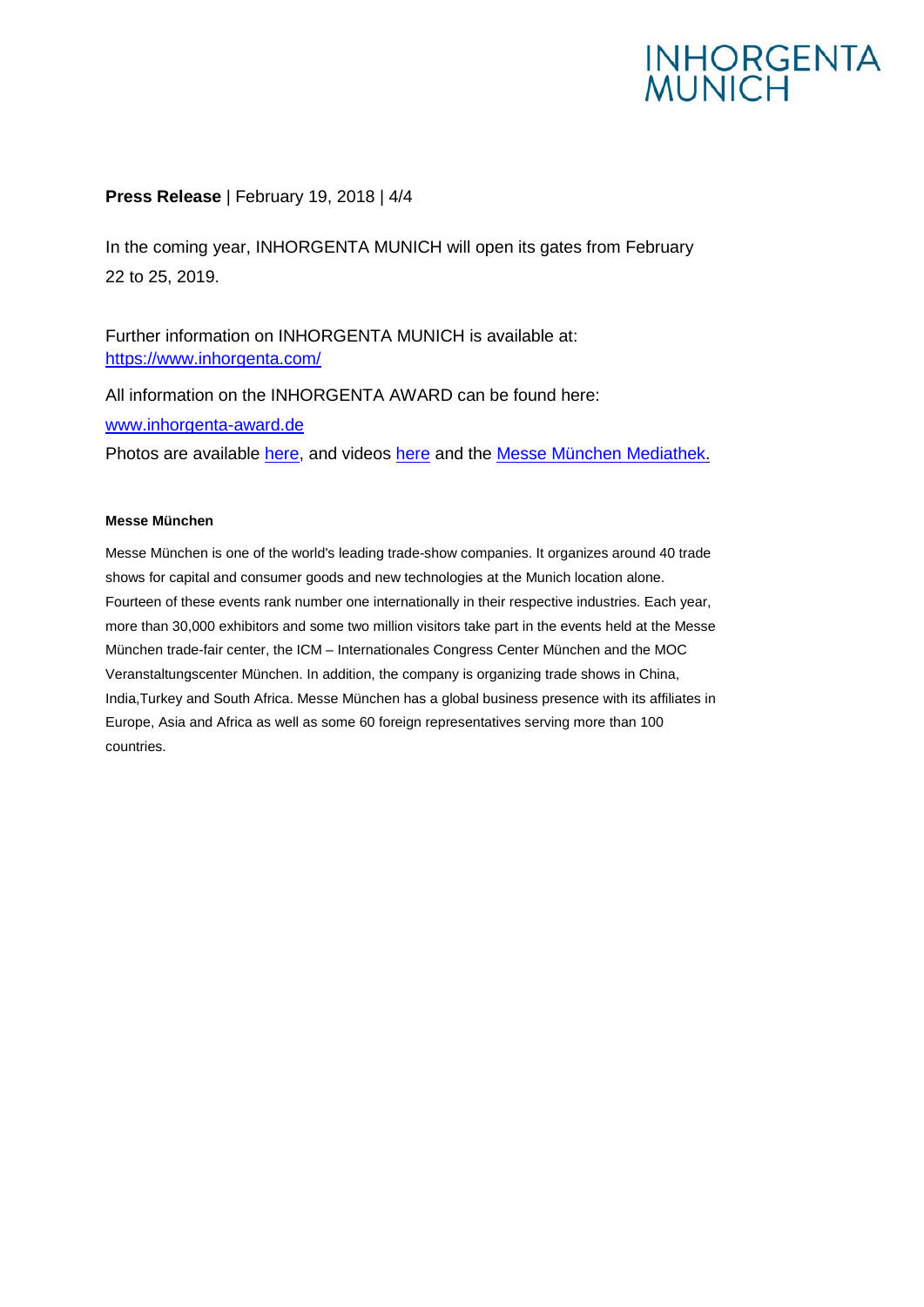In the coming year, INHORGENTA MUNICH will open its gates from February 22 to 25, 2019.

Further information on INHORGENTA MUNICH is available at:
https://www.inhorgenta.com/

All information on the INHORGENTA AWARD can be found here:
www.inhorgenta-award.de

Photos are available here, and videos here and the Messe München Mediathek.

**Messe München**

Messe München is one of the world's leading trade-show companies. It organizes around 40 trade shows for capital and consumer goods and new technologies at the Munich location alone. Fourteen of these events rank number one internationally in their respective industries. Each year, more than 30,000 exhibitors and some two million visitors take part in the events held at the Messe München trade-fair center, the ICM – Internationales Congress Center München and the MOC Veranstaltungscenter München. In addition, the company is organizing trade shows in China, India,Turkey and South Africa. Messe München has a global business presence with its affiliates in Europe, Asia and Africa as well as some 60 foreign representatives serving more than 100 countries.